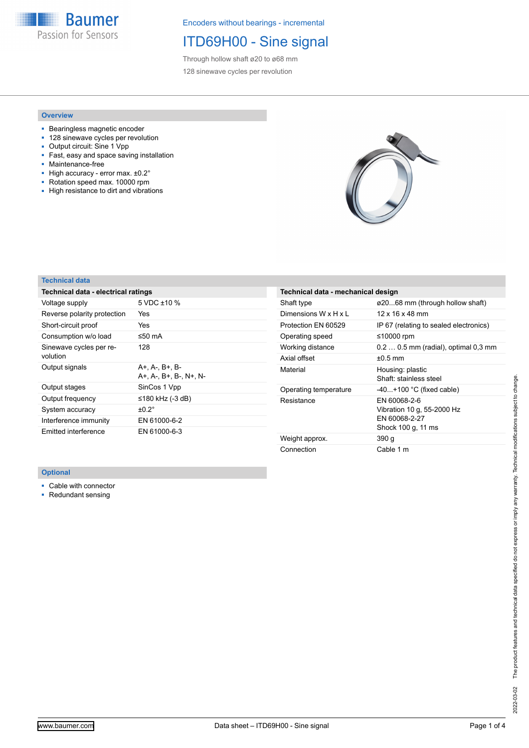Encoders without bearings - incremental

# ITD69H00 - Sine signal

Through hollow shaft ø20 to ø68 mm

128 sinewave cycles per revolution

## Overview

- Bearingless magnetic encoder
- 128 sinewave cycles per revolution
- Output circuit: Sine 1 Vpp
- Fast, easy and space saving installation
- Maintenance-free
- High accuracy - error max. ±0.2°
- Rotation speed max. 10000 rpm
- High resistance to dirt and vibrations

## Technical data

### Technical data - electrical ratings

| | |
|---|---|
| Voltage supply | 5 VDC ±10 % |
| Reverse polarity protection | Yes |
| Short-circuit proof | Yes |
| Consumption w/o load | ≤50 mA |
| Sinewave cycles per revolution | 128 |
| Output signals | A+, A-, B+, B-<br>A+, A-, B+, B-, N+, N- |
| Output stages | SinCos 1 Vpp |
| Output frequency | ≤180 kHz (-3 dB) |
| System accuracy | ±0.2° |
| Interference immunity | EN 61000-6-2 |
| Emitted interference | EN 61000-6-3 |

### Technical data - mechanical design

| | |
|---|---|
| Shaft type | ø20...68 mm (through hollow shaft) |
| Dimensions W x H x L | 12 x 16 x 48 mm |
| Protection EN 60529 | IP 67 (relating to sealed electronics) |
| Operating speed | ≤10000 rpm |
| Working distance | 0.2 … 0.5 mm (radial), optimal 0,3 mm |
| Axial offset | ±0.5 mm |
| Material | Housing: plastic<br>Shaft: stainless steel |
| Operating temperature | -40...+100 °C (fixed cable) |
| Resistance | EN 60068-2-6<br>Vibration 10 g, 55-2000 Hz<br>EN 60068-2-27<br>Shock 100 g, 11 ms |
| Weight approx. | 390 g |
| Connection | Cable 1 m |

## Optional

- Cable with connector
- Redundant sensing

The product features and technical data specified do not express or imply any warranty. Technical modifications subject to change. 2022-03-02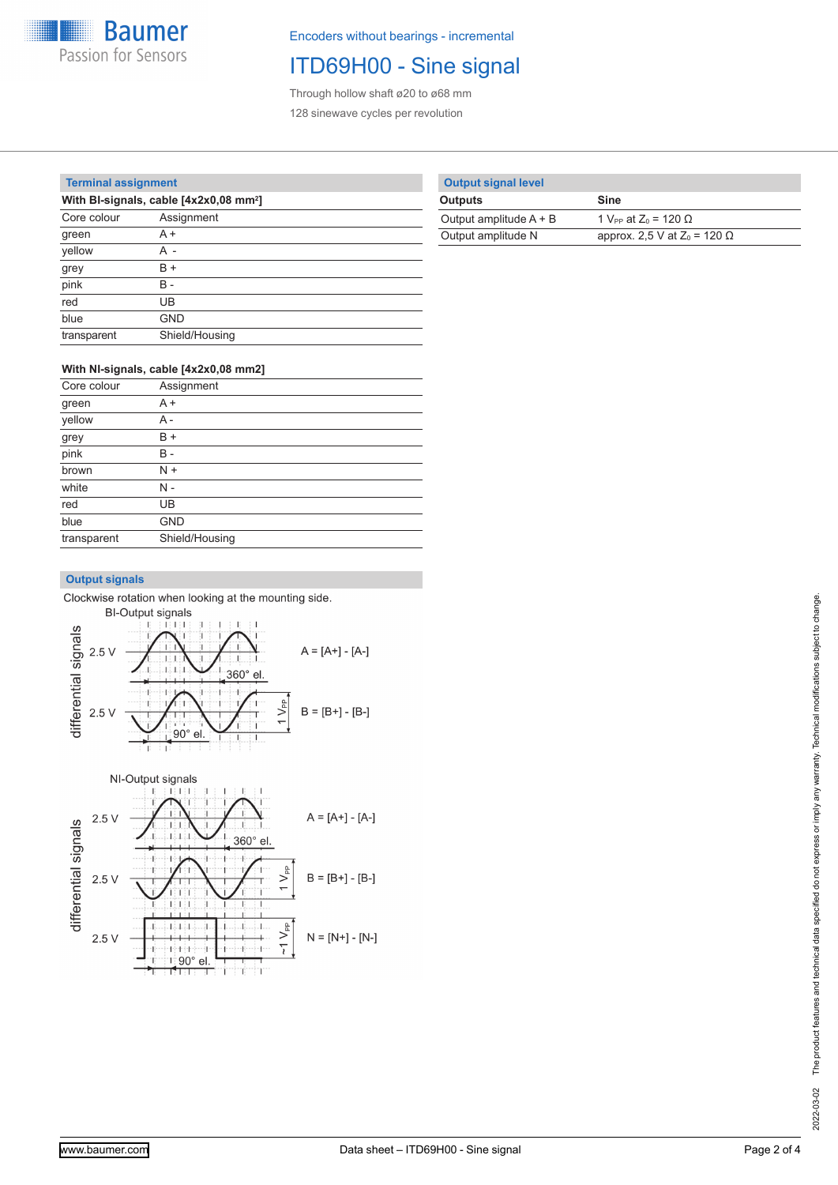## Terminal assignment

**With BI-signals, cable [4x2x0,08 mm²]**

| Core colour | Assignment |
|---|---|
| green | A + |
| yellow | A - |
| grey | B + |
| pink | B - |
| red | UB |
| blue | GND |
| transparent | Shield/Housing |

**With NI-signals, cable [4x2x0,08 mm2]**

| Core colour | Assignment |
|---|---|
| green | A + |
| yellow | A - |
| grey | B + |
| pink | B - |
| brown | N + |
| white | N - |
| red | UB |
| blue | GND |
| transparent | Shield/Housing |

## Output signals

Clockwise rotation when looking at the mounting side.

BI-Output signals

differential signals

2.5 V — A = [A+] - [A-] — 360° el.

2.5 V — B = [B+] - [B-] — 1 $V_{PP}$ — 90° el.

NI-Output signals

differential signals

2.5 V — A = [A+] - [A-] — 360° el.

2.5 V — B = [B+] - [B-] — 1 $V_{PP}$

2.5 V — N = [N+] - [N-] — ~1 $V_{PP}$ — 90° el.

## Output signal level

| Outputs | Sine |
|---|---|
| Output amplitude A + B | 1 $V_{PP}$ at $Z_0$ = 120 Ω |
| Output amplitude N | approx. 2,5 V at $Z_0$ = 120 Ω |

2022-03-02 The product features and technical data specified do not express or imply any warranty. Technical modifications subject to change.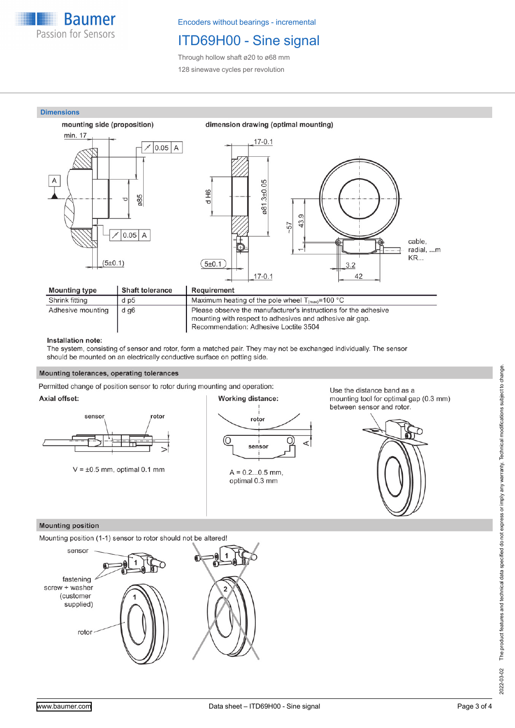## Dimensions

**mounting side (proposition)**

**dimension drawing (optimal mounting)**

| Mounting type | Shaft tolerance | Requirement |
|---|---|---|
| Shrink fitting | d p5 | Maximum heating of the pole wheel $T_{(max)}$=100 °C |
| Adhesive mounting | d g6 | Please observe the manufacturer's instructions for the adhesive mounting with respect to adhesives and adhesive air gap. Recommendation: Adhesive Loctite 3504 |

**Installation note:**
The system, consisting of sensor and rotor, form a matched pair. They may not be exchanged individually. The sensor should be mounted on an electrically conductive surface on potting side.

## Mounting tolerances, operating tolerances

Permitted change of position sensor to rotor during mounting and operation:

**Axial offset:**

V = ±0.5 mm, optimal 0.1 mm

**Working distance:**

A = 0.2...0.5 mm, optimal 0.3 mm

Use the distance band as a mounting tool for optimal gap (0.3 mm) between sensor and rotor.

## Mounting position

Mounting position (1-1) sensor to rotor should not be altered!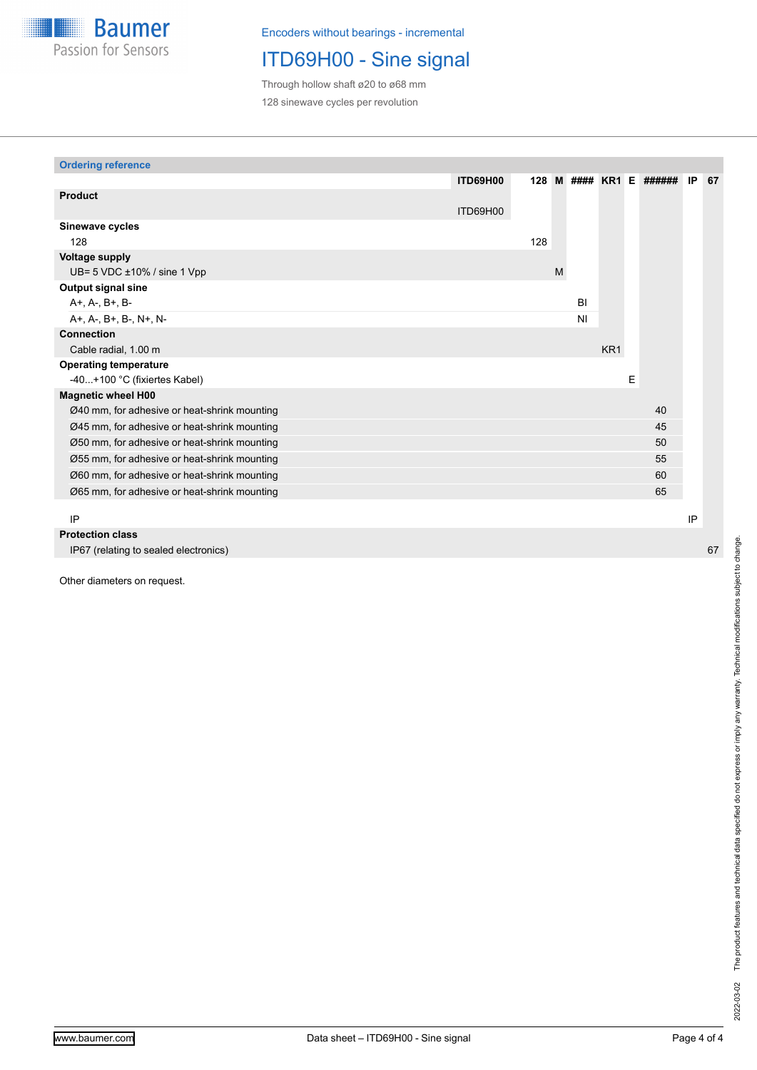Encoders without bearings - incremental

# ITD69H00 - Sine signal

Through hollow shaft ø20 to ø68 mm

128 sinewave cycles per revolution

## Ordering reference

| | ITD69H00 | 128 | M | #### | KR1 | E | ###### | IP | 67 |
|---|---|---|---|---|---|---|---|---|---|
| **Product** | | | | | | | | | |
| | ITD69H00 | | | | | | | | |
| **Sinewave cycles** | | | | | | | | | |
| 128 | | 128 | | | | | | | |
| **Voltage supply** | | | | | | | | | |
| UB= 5 VDC ±10% / sine 1 Vpp | | | M | | | | | | |
| **Output signal sine** | | | | | | | | | |
| A+, A-, B+, B- | | | | BI | | | | | |
| A+, A-, B+, B-, N+, N- | | | | NI | | | | | |
| **Connection** | | | | | | | | | |
| Cable radial, 1.00 m | | | | | KR1 | | | | |
| **Operating temperature** | | | | | | | | | |
| -40...+100 °C (fixiertes Kabel) | | | | | | E | | | |
| **Magnetic wheel H00** | | | | | | | | | |
| Ø40 mm, for adhesive or heat-shrink mounting | | | | | | | 40 | | |
| Ø45 mm, for adhesive or heat-shrink mounting | | | | | | | 45 | | |
| Ø50 mm, for adhesive or heat-shrink mounting | | | | | | | 50 | | |
| Ø55 mm, for adhesive or heat-shrink mounting | | | | | | | 55 | | |
| Ø60 mm, for adhesive or heat-shrink mounting | | | | | | | 60 | | |
| Ø65 mm, for adhesive or heat-shrink mounting | | | | | | | 65 | | |
| IP | | | | | | | | IP | |
| **Protection class** | | | | | | | | | |
| IP67 (relating to sealed electronics) | | | | | | | | | 67 |

Other diameters on request.

The product features and technical data specified do not express or imply any warranty. Technical modifications subject to change.

2022-03-02